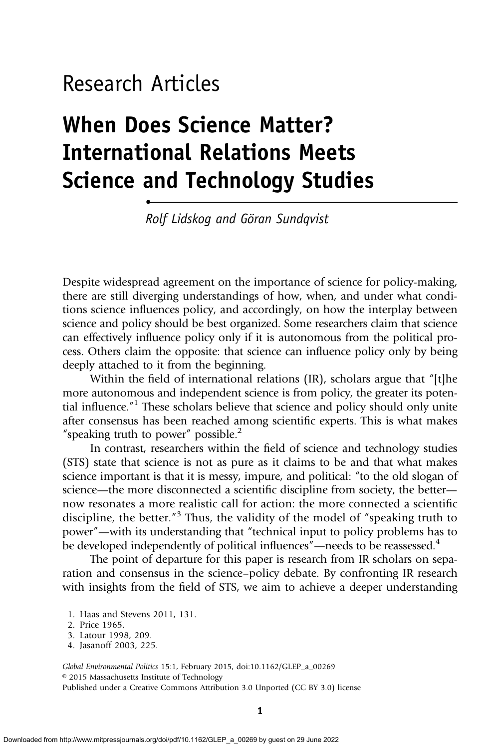# Research Articles

# When Does Science Matter? International Relations Meets Science and Technology Studies

*Rolf Lidskog and Göran Sundqvist*

Despite widespread agreement on the importance of science for policy-making, there are still diverging understandings of how, when, and under what conditions science influences policy, and accordingly, on how the interplay between science and policy should be best organized. Some researchers claim that science can effectively influence policy only if it is autonomous from the political process. Others claim the opposite: that science can influence policy only by being deeply attached to it from the beginning.

Within the field of international relations (IR), scholars argue that "[t]he more autonomous and independent science is from policy, the greater its potential influence."[1] These scholars believe that science and policy should only unite after consensus has been reached among scientific experts. This is what makes "speaking truth to power" possible.[2]

In contrast, researchers within the field of science and technology studies (STS) state that science is not as pure as it claims to be and that what makes science important is that it is messy, impure, and political: "to the old slogan of science—the more disconnected a scientific discipline from society, the better—now resonates a more realistic call for action: the more connected a scientific discipline, the better."[3] Thus, the validity of the model of "speaking truth to power"—with its understanding that "technical input to policy problems has to be developed independently of political influences"—needs to be reassessed.[4]

The point of departure for this paper is research from IR scholars on separation and consensus in the science–policy debate. By confronting IR research with insights from the field of STS, we aim to achieve a deeper understanding

1. Haas and Stevens 2011, 131.
2. Price 1965.
3. Latour 1998, 209.
4. Jasanoff 2003, 225.

*Global Environmental Politics* 15:1, February 2015, doi:10.1162/GLEP_a_00269
© 2015 Massachusetts Institute of Technology
Published under a Creative Commons Attribution 3.0 Unported (CC BY 3.0) license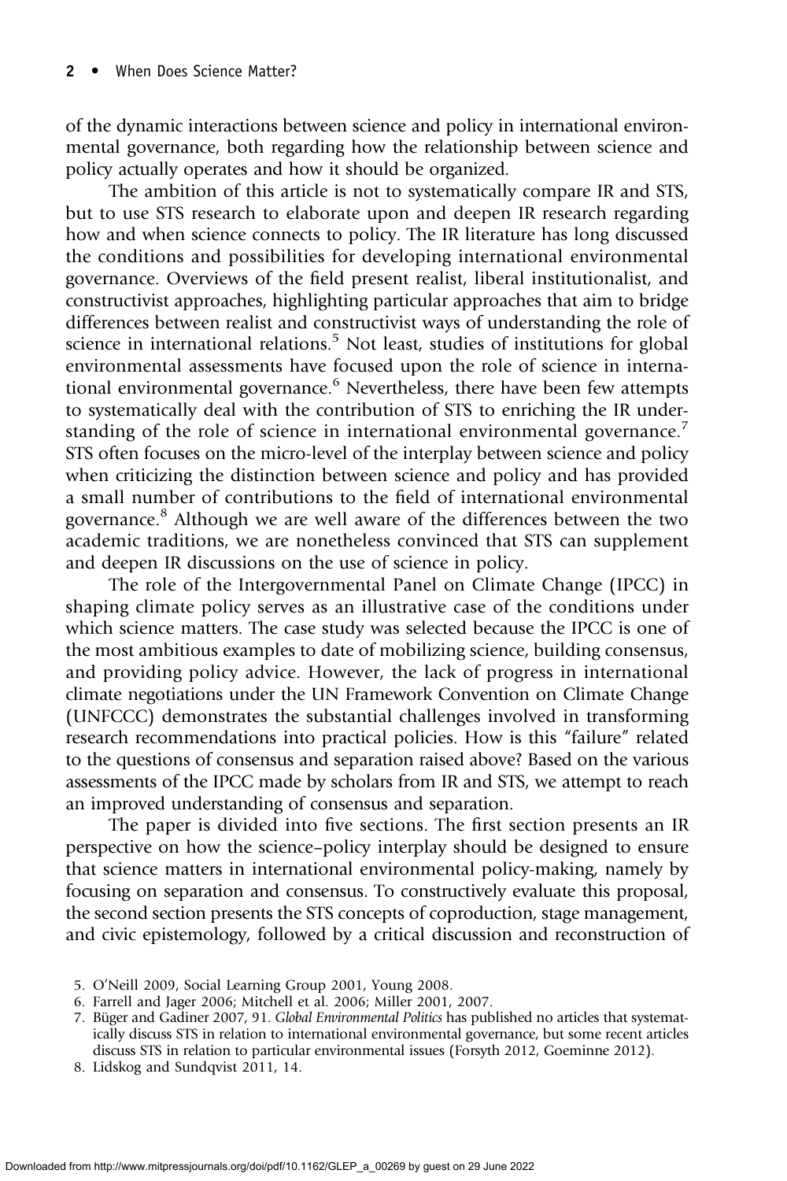of the dynamic interactions between science and policy in international environmental governance, both regarding how the relationship between science and policy actually operates and how it should be organized.

The ambition of this article is not to systematically compare IR and STS, but to use STS research to elaborate upon and deepen IR research regarding how and when science connects to policy. The IR literature has long discussed the conditions and possibilities for developing international environmental governance. Overviews of the field present realist, liberal institutionalist, and constructivist approaches, highlighting particular approaches that aim to bridge differences between realist and constructivist ways of understanding the role of science in international relations.[5] Not least, studies of institutions for global environmental assessments have focused upon the role of science in international environmental governance.[6] Nevertheless, there have been few attempts to systematically deal with the contribution of STS to enriching the IR understanding of the role of science in international environmental governance.[7] STS often focuses on the micro-level of the interplay between science and policy when criticizing the distinction between science and policy and has provided a small number of contributions to the field of international environmental governance.[8] Although we are well aware of the differences between the two academic traditions, we are nonetheless convinced that STS can supplement and deepen IR discussions on the use of science in policy.

The role of the Intergovernmental Panel on Climate Change (IPCC) in shaping climate policy serves as an illustrative case of the conditions under which science matters. The case study was selected because the IPCC is one of the most ambitious examples to date of mobilizing science, building consensus, and providing policy advice. However, the lack of progress in international climate negotiations under the UN Framework Convention on Climate Change (UNFCCC) demonstrates the substantial challenges involved in transforming research recommendations into practical policies. How is this "failure" related to the questions of consensus and separation raised above? Based on the various assessments of the IPCC made by scholars from IR and STS, we attempt to reach an improved understanding of consensus and separation.

The paper is divided into five sections. The first section presents an IR perspective on how the science–policy interplay should be designed to ensure that science matters in international environmental policy-making, namely by focusing on separation and consensus. To constructively evaluate this proposal, the second section presents the STS concepts of coproduction, stage management, and civic epistemology, followed by a critical discussion and reconstruction of

5. O'Neill 2009, Social Learning Group 2001, Young 2008.
6. Farrell and Jager 2006; Mitchell et al. 2006; Miller 2001, 2007.
7. Büger and Gadiner 2007, 91. *Global Environmental Politics* has published no articles that systematically discuss STS in relation to international environmental governance, but some recent articles discuss STS in relation to particular environmental issues (Forsyth 2012, Goeminne 2012).
8. Lidskog and Sundqvist 2011, 14.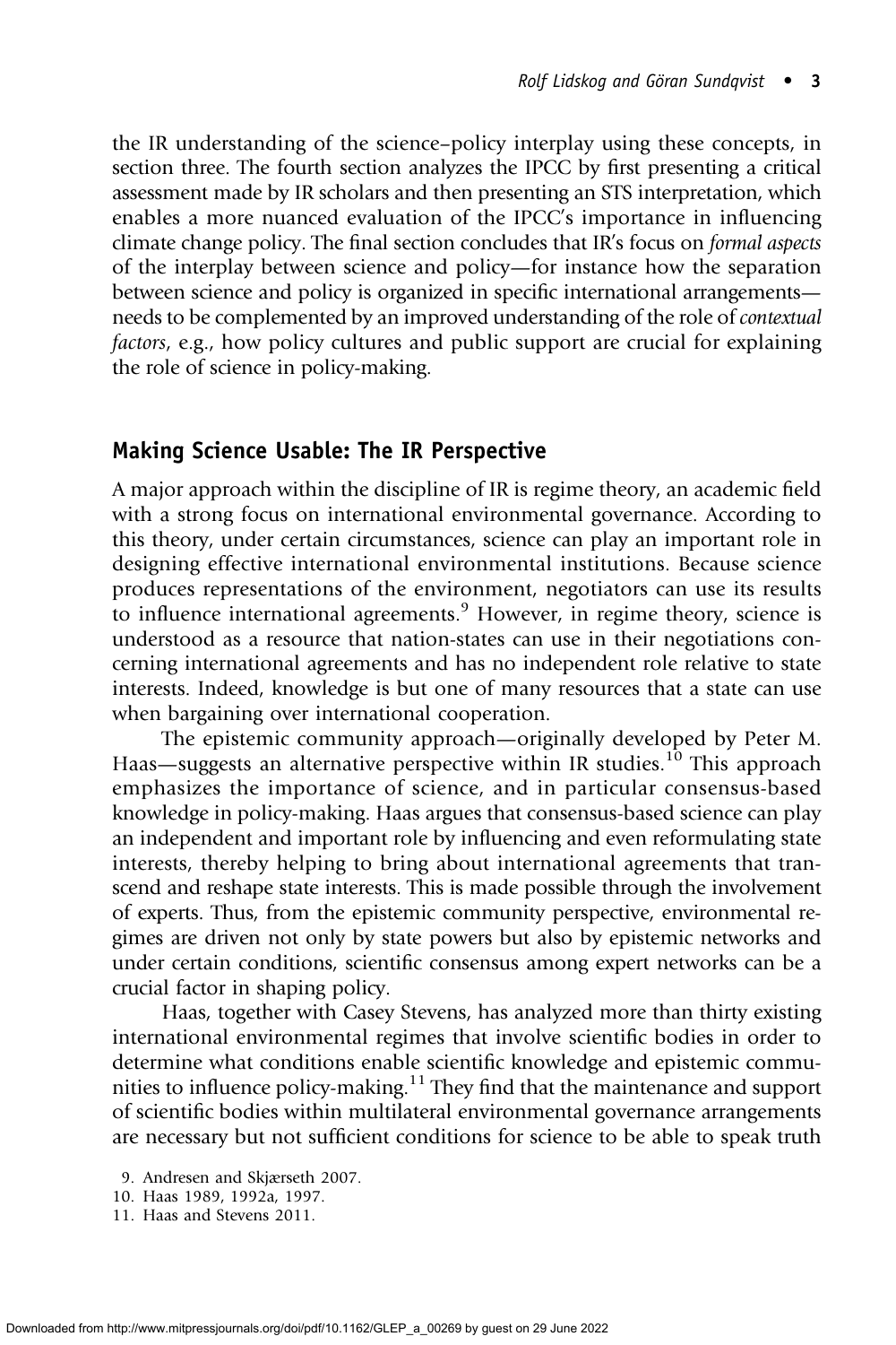the IR understanding of the science–policy interplay using these concepts, in section three. The fourth section analyzes the IPCC by first presenting a critical assessment made by IR scholars and then presenting an STS interpretation, which enables a more nuanced evaluation of the IPCC's importance in influencing climate change policy. The final section concludes that IR's focus on *formal aspects* of the interplay between science and policy—for instance how the separation between science and policy is organized in specific international arrangements—needs to be complemented by an improved understanding of the role of *contextual factors*, e.g., how policy cultures and public support are crucial for explaining the role of science in policy-making.

## Making Science Usable: The IR Perspective

A major approach within the discipline of IR is regime theory, an academic field with a strong focus on international environmental governance. According to this theory, under certain circumstances, science can play an important role in designing effective international environmental institutions. Because science produces representations of the environment, negotiators can use its results to influence international agreements.[9] However, in regime theory, science is understood as a resource that nation-states can use in their negotiations concerning international agreements and has no independent role relative to state interests. Indeed, knowledge is but one of many resources that a state can use when bargaining over international cooperation.

The epistemic community approach—originally developed by Peter M. Haas—suggests an alternative perspective within IR studies.[10] This approach emphasizes the importance of science, and in particular consensus-based knowledge in policy-making. Haas argues that consensus-based science can play an independent and important role by influencing and even reformulating state interests, thereby helping to bring about international agreements that transcend and reshape state interests. This is made possible through the involvement of experts. Thus, from the epistemic community perspective, environmental regimes are driven not only by state powers but also by epistemic networks and under certain conditions, scientific consensus among expert networks can be a crucial factor in shaping policy.

Haas, together with Casey Stevens, has analyzed more than thirty existing international environmental regimes that involve scientific bodies in order to determine what conditions enable scientific knowledge and epistemic communities to influence policy-making.[11] They find that the maintenance and support of scientific bodies within multilateral environmental governance arrangements are necessary but not sufficient conditions for science to be able to speak truth

9. Andresen and Skjærseth 2007.
10. Haas 1989, 1992a, 1997.
11. Haas and Stevens 2011.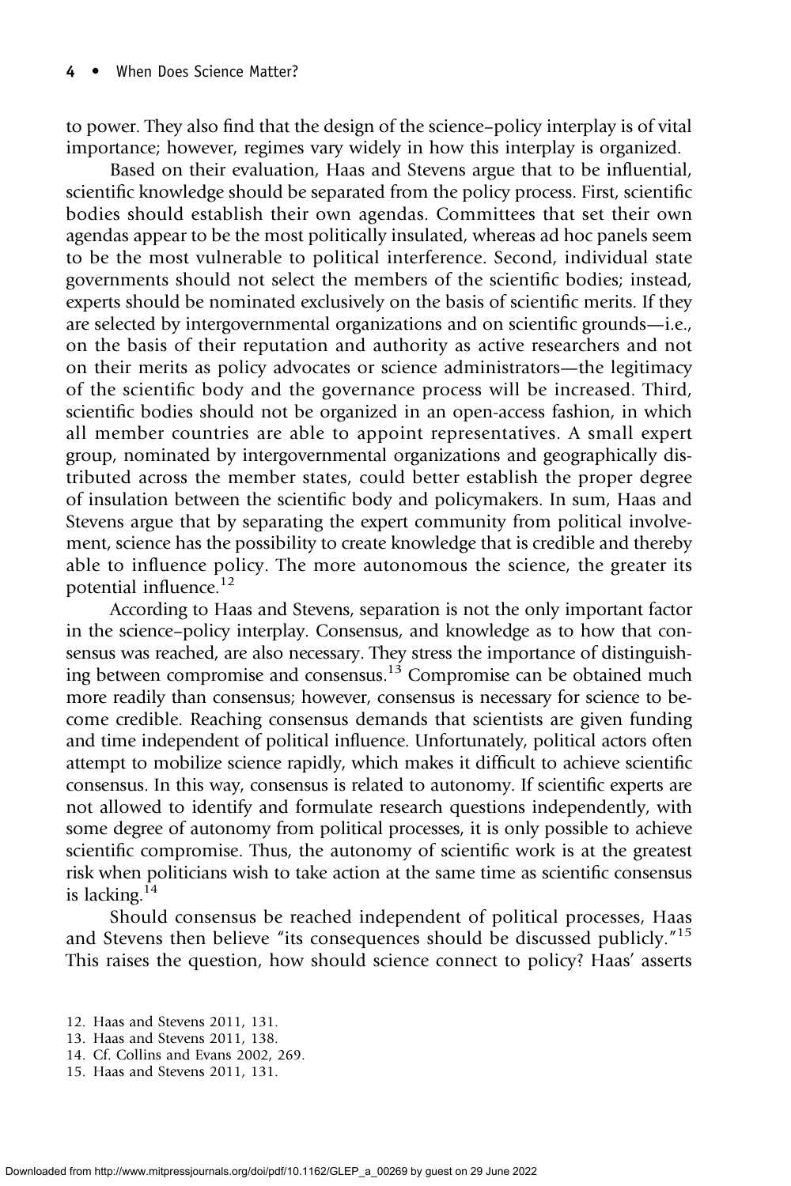to power. They also find that the design of the science–policy interplay is of vital importance; however, regimes vary widely in how this interplay is organized.

Based on their evaluation, Haas and Stevens argue that to be influential, scientific knowledge should be separated from the policy process. First, scientific bodies should establish their own agendas. Committees that set their own agendas appear to be the most politically insulated, whereas ad hoc panels seem to be the most vulnerable to political interference. Second, individual state governments should not select the members of the scientific bodies; instead, experts should be nominated exclusively on the basis of scientific merits. If they are selected by intergovernmental organizations and on scientific grounds—i.e., on the basis of their reputation and authority as active researchers and not on their merits as policy advocates or science administrators—the legitimacy of the scientific body and the governance process will be increased. Third, scientific bodies should not be organized in an open-access fashion, in which all member countries are able to appoint representatives. A small expert group, nominated by intergovernmental organizations and geographically distributed across the member states, could better establish the proper degree of insulation between the scientific body and policymakers. In sum, Haas and Stevens argue that by separating the expert community from political involvement, science has the possibility to create knowledge that is credible and thereby able to influence policy. The more autonomous the science, the greater its potential influence.[12]

According to Haas and Stevens, separation is not the only important factor in the science–policy interplay. Consensus, and knowledge as to how that consensus was reached, are also necessary. They stress the importance of distinguishing between compromise and consensus.[13] Compromise can be obtained much more readily than consensus; however, consensus is necessary for science to become credible. Reaching consensus demands that scientists are given funding and time independent of political influence. Unfortunately, political actors often attempt to mobilize science rapidly, which makes it difficult to achieve scientific consensus. In this way, consensus is related to autonomy. If scientific experts are not allowed to identify and formulate research questions independently, with some degree of autonomy from political processes, it is only possible to achieve scientific compromise. Thus, the autonomy of scientific work is at the greatest risk when politicians wish to take action at the same time as scientific consensus is lacking.[14]

Should consensus be reached independent of political processes, Haas and Stevens then believe "its consequences should be discussed publicly."[15] This raises the question, how should science connect to policy? Haas' asserts

12. Haas and Stevens 2011, 131.
13. Haas and Stevens 2011, 138.
14. Cf. Collins and Evans 2002, 269.
15. Haas and Stevens 2011, 131.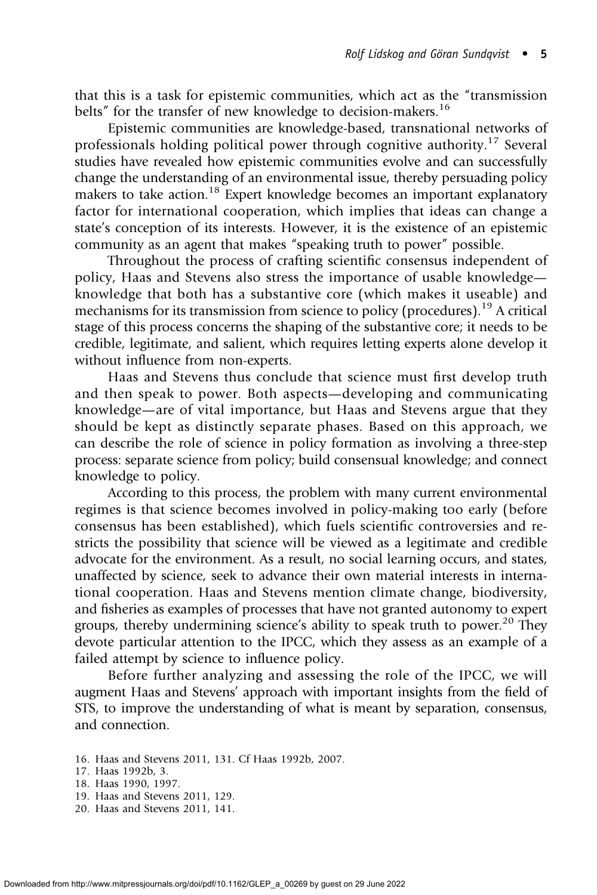that this is a task for epistemic communities, which act as the "transmission belts" for the transfer of new knowledge to decision-makers.[16]

Epistemic communities are knowledge-based, transnational networks of professionals holding political power through cognitive authority.[17] Several studies have revealed how epistemic communities evolve and can successfully change the understanding of an environmental issue, thereby persuading policy makers to take action.[18] Expert knowledge becomes an important explanatory factor for international cooperation, which implies that ideas can change a state's conception of its interests. However, it is the existence of an epistemic community as an agent that makes "speaking truth to power" possible.

Throughout the process of crafting scientific consensus independent of policy, Haas and Stevens also stress the importance of usable knowledge—knowledge that both has a substantive core (which makes it useable) and mechanisms for its transmission from science to policy (procedures).[19] A critical stage of this process concerns the shaping of the substantive core; it needs to be credible, legitimate, and salient, which requires letting experts alone develop it without influence from non-experts.

Haas and Stevens thus conclude that science must first develop truth and then speak to power. Both aspects—developing and communicating knowledge—are of vital importance, but Haas and Stevens argue that they should be kept as distinctly separate phases. Based on this approach, we can describe the role of science in policy formation as involving a three-step process: separate science from policy; build consensual knowledge; and connect knowledge to policy.

According to this process, the problem with many current environmental regimes is that science becomes involved in policy-making too early (before consensus has been established), which fuels scientific controversies and restricts the possibility that science will be viewed as a legitimate and credible advocate for the environment. As a result, no social learning occurs, and states, unaffected by science, seek to advance their own material interests in international cooperation. Haas and Stevens mention climate change, biodiversity, and fisheries as examples of processes that have not granted autonomy to expert groups, thereby undermining science's ability to speak truth to power.[20] They devote particular attention to the IPCC, which they assess as an example of a failed attempt by science to influence policy.

Before further analyzing and assessing the role of the IPCC, we will augment Haas and Stevens' approach with important insights from the field of STS, to improve the understanding of what is meant by separation, consensus, and connection.

16. Haas and Stevens 2011, 131. Cf Haas 1992b, 2007.
17. Haas 1992b, 3.
18. Haas 1990, 1997.
19. Haas and Stevens 2011, 129.
20. Haas and Stevens 2011, 141.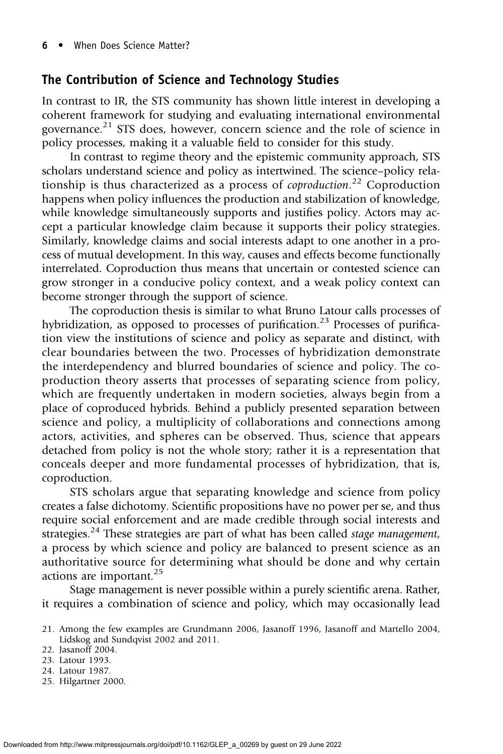## The Contribution of Science and Technology Studies

In contrast to IR, the STS community has shown little interest in developing a coherent framework for studying and evaluating international environmental governance.[21] STS does, however, concern science and the role of science in policy processes, making it a valuable field to consider for this study.

In contrast to regime theory and the epistemic community approach, STS scholars understand science and policy as intertwined. The science–policy relationship is thus characterized as a process of *coproduction*.[22] Coproduction happens when policy influences the production and stabilization of knowledge, while knowledge simultaneously supports and justifies policy. Actors may accept a particular knowledge claim because it supports their policy strategies. Similarly, knowledge claims and social interests adapt to one another in a process of mutual development. In this way, causes and effects become functionally interrelated. Coproduction thus means that uncertain or contested science can grow stronger in a conducive policy context, and a weak policy context can become stronger through the support of science.

The coproduction thesis is similar to what Bruno Latour calls processes of hybridization, as opposed to processes of purification.[23] Processes of purification view the institutions of science and policy as separate and distinct, with clear boundaries between the two. Processes of hybridization demonstrate the interdependency and blurred boundaries of science and policy. The coproduction theory asserts that processes of separating science from policy, which are frequently undertaken in modern societies, always begin from a place of coproduced hybrids. Behind a publicly presented separation between science and policy, a multiplicity of collaborations and connections among actors, activities, and spheres can be observed. Thus, science that appears detached from policy is not the whole story; rather it is a representation that conceals deeper and more fundamental processes of hybridization, that is, coproduction.

STS scholars argue that separating knowledge and science from policy creates a false dichotomy. Scientific propositions have no power per se, and thus require social enforcement and are made credible through social interests and strategies.[24] These strategies are part of what has been called *stage management*, a process by which science and policy are balanced to present science as an authoritative source for determining what should be done and why certain actions are important.[25]

Stage management is never possible within a purely scientific arena. Rather, it requires a combination of science and policy, which may occasionally lead

21. Among the few examples are Grundmann 2006, Jasanoff 1996, Jasanoff and Martello 2004, Lidskog and Sundqvist 2002 and 2011.
22. Jasanoff 2004.
23. Latour 1993.
24. Latour 1987.
25. Hilgartner 2000.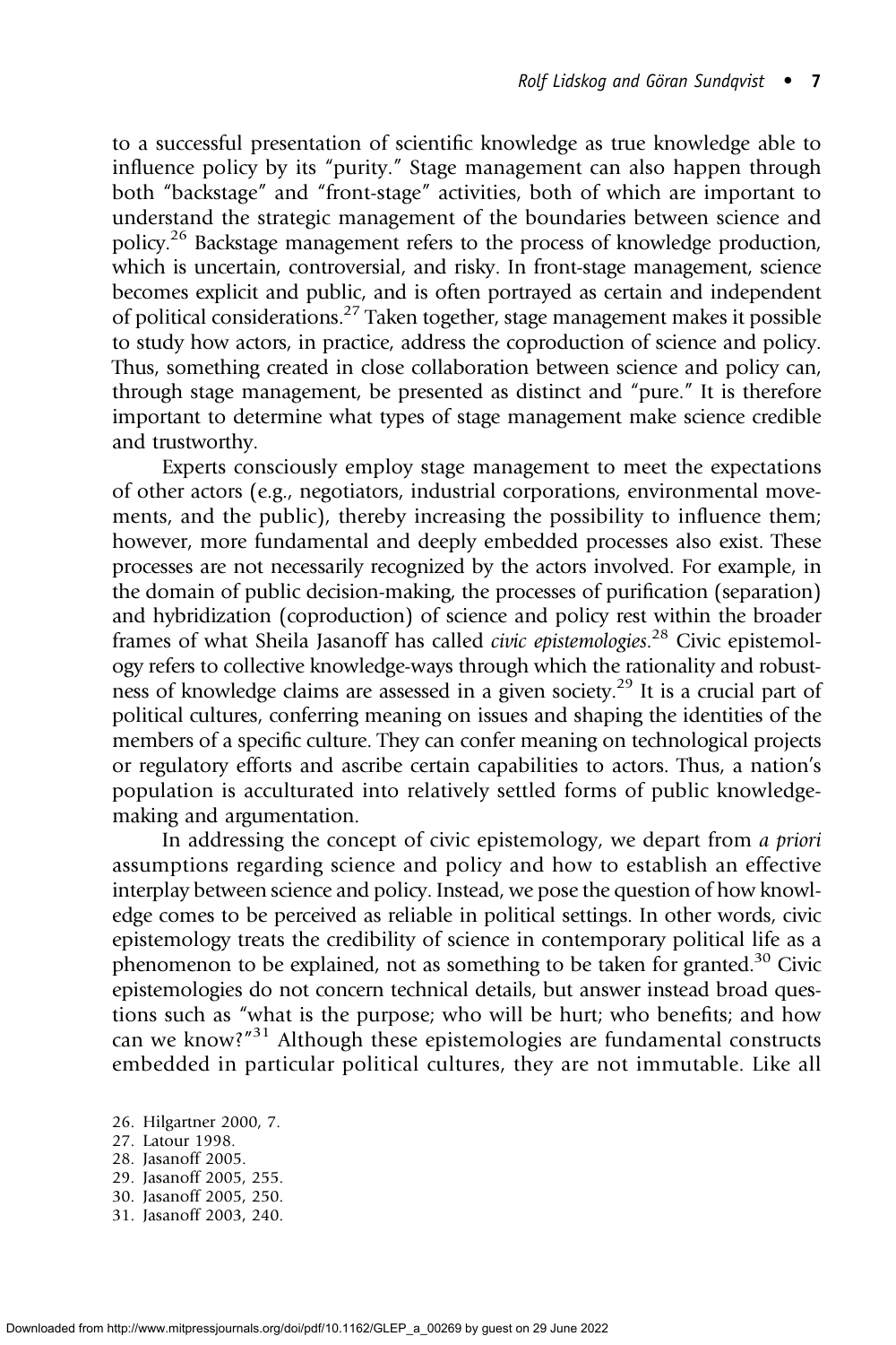to a successful presentation of scientific knowledge as true knowledge able to influence policy by its "purity." Stage management can also happen through both "backstage" and "front-stage" activities, both of which are important to understand the strategic management of the boundaries between science and policy.[26] Backstage management refers to the process of knowledge production, which is uncertain, controversial, and risky. In front-stage management, science becomes explicit and public, and is often portrayed as certain and independent of political considerations.[27] Taken together, stage management makes it possible to study how actors, in practice, address the coproduction of science and policy. Thus, something created in close collaboration between science and policy can, through stage management, be presented as distinct and "pure." It is therefore important to determine what types of stage management make science credible and trustworthy.

Experts consciously employ stage management to meet the expectations of other actors (e.g., negotiators, industrial corporations, environmental movements, and the public), thereby increasing the possibility to influence them; however, more fundamental and deeply embedded processes also exist. These processes are not necessarily recognized by the actors involved. For example, in the domain of public decision-making, the processes of purification (separation) and hybridization (coproduction) of science and policy rest within the broader frames of what Sheila Jasanoff has called *civic epistemologies*.[28] Civic epistemology refers to collective knowledge-ways through which the rationality and robustness of knowledge claims are assessed in a given society.[29] It is a crucial part of political cultures, conferring meaning on issues and shaping the identities of the members of a specific culture. They can confer meaning on technological projects or regulatory efforts and ascribe certain capabilities to actors. Thus, a nation's population is acculturated into relatively settled forms of public knowledge-making and argumentation.

In addressing the concept of civic epistemology, we depart from *a priori* assumptions regarding science and policy and how to establish an effective interplay between science and policy. Instead, we pose the question of how knowledge comes to be perceived as reliable in political settings. In other words, civic epistemology treats the credibility of science in contemporary political life as a phenomenon to be explained, not as something to be taken for granted.[30] Civic epistemologies do not concern technical details, but answer instead broad questions such as "what is the purpose; who will be hurt; who benefits; and how can we know?"[31] Although these epistemologies are fundamental constructs embedded in particular political cultures, they are not immutable. Like all

26. Hilgartner 2000, 7.
27. Latour 1998.
28. Jasanoff 2005.
29. Jasanoff 2005, 255.
30. Jasanoff 2005, 250.
31. Jasanoff 2003, 240.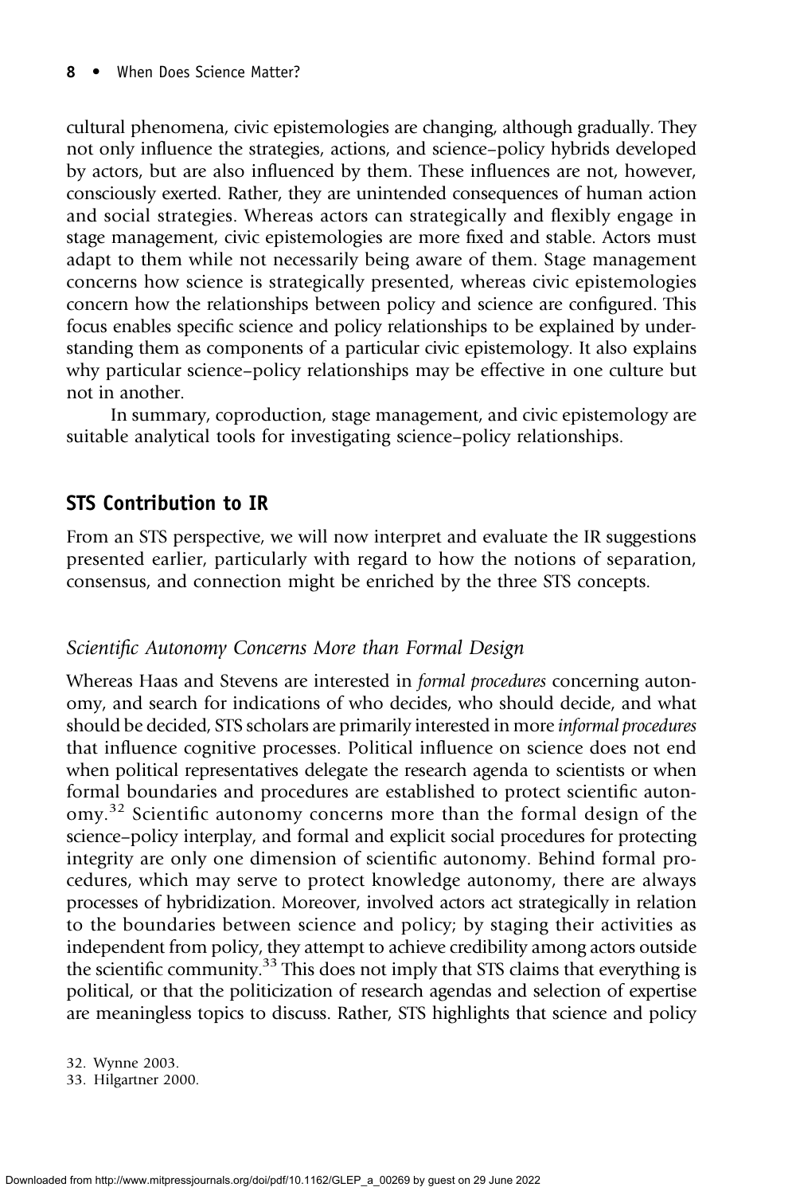cultural phenomena, civic epistemologies are changing, although gradually. They not only influence the strategies, actions, and science–policy hybrids developed by actors, but are also influenced by them. These influences are not, however, consciously exerted. Rather, they are unintended consequences of human action and social strategies. Whereas actors can strategically and flexibly engage in stage management, civic epistemologies are more fixed and stable. Actors must adapt to them while not necessarily being aware of them. Stage management concerns how science is strategically presented, whereas civic epistemologies concern how the relationships between policy and science are configured. This focus enables specific science and policy relationships to be explained by understanding them as components of a particular civic epistemology. It also explains why particular science–policy relationships may be effective in one culture but not in another.

In summary, coproduction, stage management, and civic epistemology are suitable analytical tools for investigating science–policy relationships.

## STS Contribution to IR

From an STS perspective, we will now interpret and evaluate the IR suggestions presented earlier, particularly with regard to how the notions of separation, consensus, and connection might be enriched by the three STS concepts.

### *Scientific Autonomy Concerns More than Formal Design*

Whereas Haas and Stevens are interested in *formal procedures* concerning autonomy, and search for indications of who decides, who should decide, and what should be decided, STS scholars are primarily interested in more *informal procedures* that influence cognitive processes. Political influence on science does not end when political representatives delegate the research agenda to scientists or when formal boundaries and procedures are established to protect scientific autonomy.[32] Scientific autonomy concerns more than the formal design of the science–policy interplay, and formal and explicit social procedures for protecting integrity are only one dimension of scientific autonomy. Behind formal procedures, which may serve to protect knowledge autonomy, there are always processes of hybridization. Moreover, involved actors act strategically in relation to the boundaries between science and policy; by staging their activities as independent from policy, they attempt to achieve credibility among actors outside the scientific community.[33] This does not imply that STS claims that everything is political, or that the politicization of research agendas and selection of expertise are meaningless topics to discuss. Rather, STS highlights that science and policy

32. Wynne 2003.
33. Hilgartner 2000.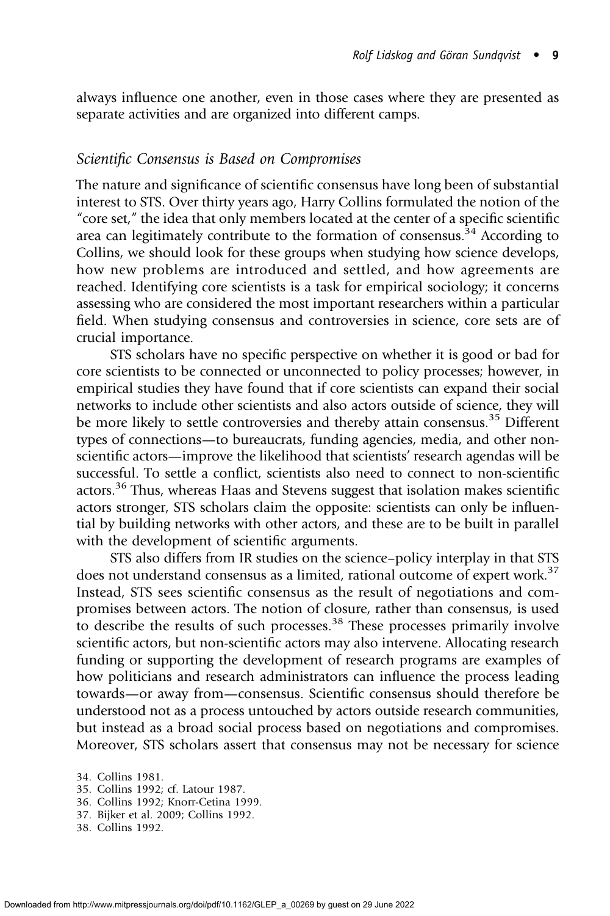always influence one another, even in those cases where they are presented as separate activities and are organized into different camps.

### *Scientific Consensus is Based on Compromises*

The nature and significance of scientific consensus have long been of substantial interest to STS. Over thirty years ago, Harry Collins formulated the notion of the "core set," the idea that only members located at the center of a specific scientific area can legitimately contribute to the formation of consensus.[34] According to Collins, we should look for these groups when studying how science develops, how new problems are introduced and settled, and how agreements are reached. Identifying core scientists is a task for empirical sociology; it concerns assessing who are considered the most important researchers within a particular field. When studying consensus and controversies in science, core sets are of crucial importance.

STS scholars have no specific perspective on whether it is good or bad for core scientists to be connected or unconnected to policy processes; however, in empirical studies they have found that if core scientists can expand their social networks to include other scientists and also actors outside of science, they will be more likely to settle controversies and thereby attain consensus.[35] Different types of connections—to bureaucrats, funding agencies, media, and other non-scientific actors—improve the likelihood that scientists' research agendas will be successful. To settle a conflict, scientists also need to connect to non-scientific actors.[36] Thus, whereas Haas and Stevens suggest that isolation makes scientific actors stronger, STS scholars claim the opposite: scientists can only be influential by building networks with other actors, and these are to be built in parallel with the development of scientific arguments.

STS also differs from IR studies on the science–policy interplay in that STS does not understand consensus as a limited, rational outcome of expert work.[37] Instead, STS sees scientific consensus as the result of negotiations and compromises between actors. The notion of closure, rather than consensus, is used to describe the results of such processes.[38] These processes primarily involve scientific actors, but non-scientific actors may also intervene. Allocating research funding or supporting the development of research programs are examples of how politicians and research administrators can influence the process leading towards—or away from—consensus. Scientific consensus should therefore be understood not as a process untouched by actors outside research communities, but instead as a broad social process based on negotiations and compromises. Moreover, STS scholars assert that consensus may not be necessary for science

34. Collins 1981.
35. Collins 1992; cf. Latour 1987.
36. Collins 1992; Knorr-Cetina 1999.
37. Bijker et al. 2009; Collins 1992.
38. Collins 1992.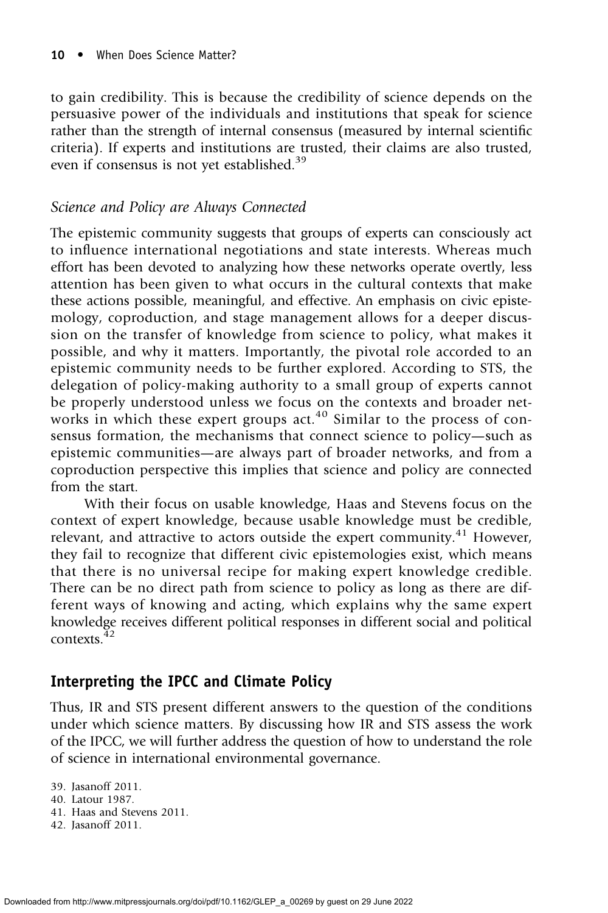to gain credibility. This is because the credibility of science depends on the persuasive power of the individuals and institutions that speak for science rather than the strength of internal consensus (measured by internal scientific criteria). If experts and institutions are trusted, their claims are also trusted, even if consensus is not yet established.[39]

### *Science and Policy are Always Connected*

The epistemic community suggests that groups of experts can consciously act to influence international negotiations and state interests. Whereas much effort has been devoted to analyzing how these networks operate overtly, less attention has been given to what occurs in the cultural contexts that make these actions possible, meaningful, and effective. An emphasis on civic epistemology, coproduction, and stage management allows for a deeper discussion on the transfer of knowledge from science to policy, what makes it possible, and why it matters. Importantly, the pivotal role accorded to an epistemic community needs to be further explored. According to STS, the delegation of policy-making authority to a small group of experts cannot be properly understood unless we focus on the contexts and broader networks in which these expert groups act.[40] Similar to the process of consensus formation, the mechanisms that connect science to policy—such as epistemic communities—are always part of broader networks, and from a coproduction perspective this implies that science and policy are connected from the start.

With their focus on usable knowledge, Haas and Stevens focus on the context of expert knowledge, because usable knowledge must be credible, relevant, and attractive to actors outside the expert community.[41] However, they fail to recognize that different civic epistemologies exist, which means that there is no universal recipe for making expert knowledge credible. There can be no direct path from science to policy as long as there are different ways of knowing and acting, which explains why the same expert knowledge receives different political responses in different social and political contexts.[42]

## Interpreting the IPCC and Climate Policy

Thus, IR and STS present different answers to the question of the conditions under which science matters. By discussing how IR and STS assess the work of the IPCC, we will further address the question of how to understand the role of science in international environmental governance.

39. Jasanoff 2011.
40. Latour 1987.
41. Haas and Stevens 2011.
42. Jasanoff 2011.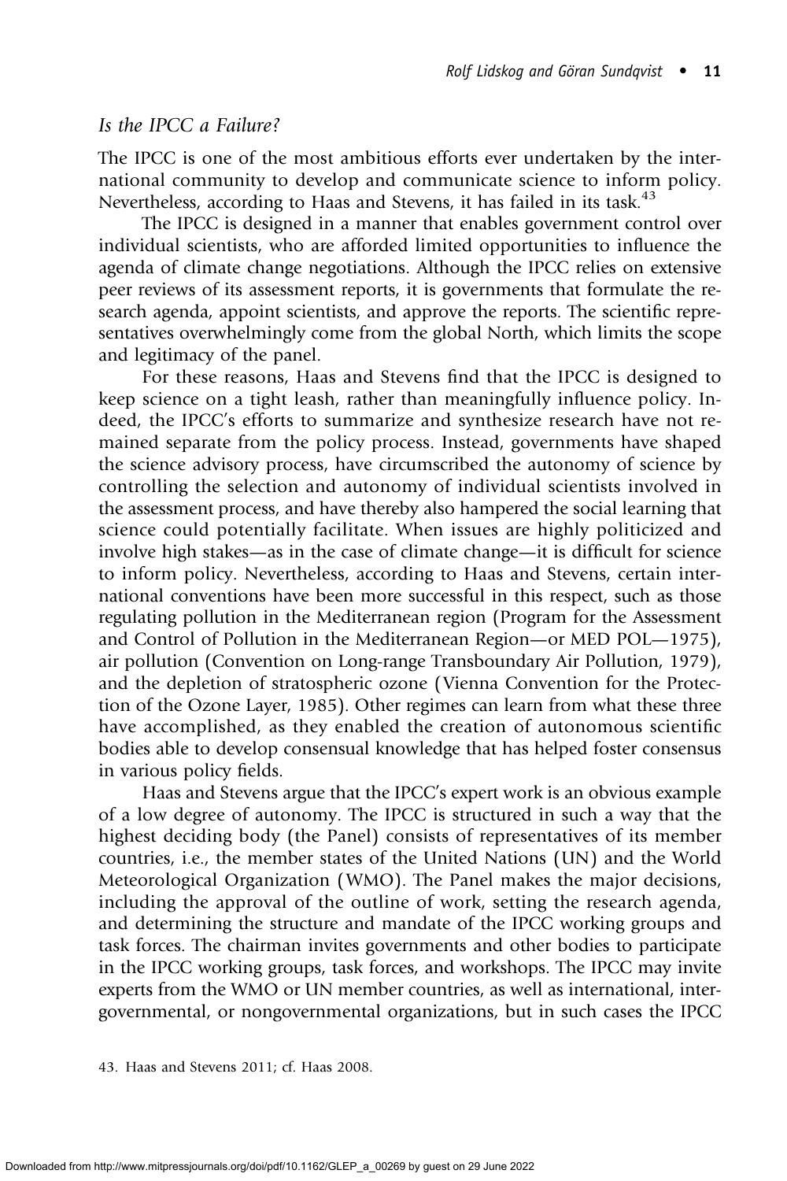### *Is the IPCC a Failure?*

The IPCC is one of the most ambitious efforts ever undertaken by the international community to develop and communicate science to inform policy. Nevertheless, according to Haas and Stevens, it has failed in its task.[43]

The IPCC is designed in a manner that enables government control over individual scientists, who are afforded limited opportunities to influence the agenda of climate change negotiations. Although the IPCC relies on extensive peer reviews of its assessment reports, it is governments that formulate the research agenda, appoint scientists, and approve the reports. The scientific representatives overwhelmingly come from the global North, which limits the scope and legitimacy of the panel.

For these reasons, Haas and Stevens find that the IPCC is designed to keep science on a tight leash, rather than meaningfully influence policy. Indeed, the IPCC's efforts to summarize and synthesize research have not remained separate from the policy process. Instead, governments have shaped the science advisory process, have circumscribed the autonomy of science by controlling the selection and autonomy of individual scientists involved in the assessment process, and have thereby also hampered the social learning that science could potentially facilitate. When issues are highly politicized and involve high stakes—as in the case of climate change—it is difficult for science to inform policy. Nevertheless, according to Haas and Stevens, certain international conventions have been more successful in this respect, such as those regulating pollution in the Mediterranean region (Program for the Assessment and Control of Pollution in the Mediterranean Region—or MED POL—1975), air pollution (Convention on Long-range Transboundary Air Pollution, 1979), and the depletion of stratospheric ozone (Vienna Convention for the Protection of the Ozone Layer, 1985). Other regimes can learn from what these three have accomplished, as they enabled the creation of autonomous scientific bodies able to develop consensual knowledge that has helped foster consensus in various policy fields.

Haas and Stevens argue that the IPCC's expert work is an obvious example of a low degree of autonomy. The IPCC is structured in such a way that the highest deciding body (the Panel) consists of representatives of its member countries, i.e., the member states of the United Nations (UN) and the World Meteorological Organization (WMO). The Panel makes the major decisions, including the approval of the outline of work, setting the research agenda, and determining the structure and mandate of the IPCC working groups and task forces. The chairman invites governments and other bodies to participate in the IPCC working groups, task forces, and workshops. The IPCC may invite experts from the WMO or UN member countries, as well as international, intergovernmental, or nongovernmental organizations, but in such cases the IPCC

43. Haas and Stevens 2011; cf. Haas 2008.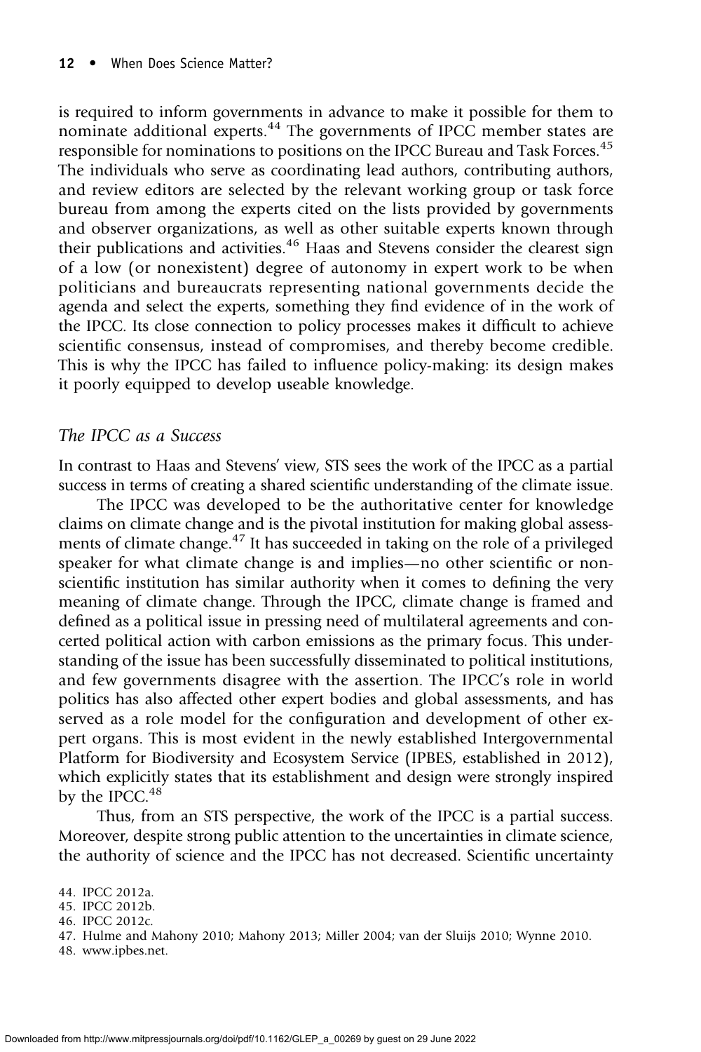is required to inform governments in advance to make it possible for them to nominate additional experts.[44] The governments of IPCC member states are responsible for nominations to positions on the IPCC Bureau and Task Forces.[45] The individuals who serve as coordinating lead authors, contributing authors, and review editors are selected by the relevant working group or task force bureau from among the experts cited on the lists provided by governments and observer organizations, as well as other suitable experts known through their publications and activities.[46] Haas and Stevens consider the clearest sign of a low (or nonexistent) degree of autonomy in expert work to be when politicians and bureaucrats representing national governments decide the agenda and select the experts, something they find evidence of in the work of the IPCC. Its close connection to policy processes makes it difficult to achieve scientific consensus, instead of compromises, and thereby become credible. This is why the IPCC has failed to influence policy-making: its design makes it poorly equipped to develop useable knowledge.

### *The IPCC as a Success*

In contrast to Haas and Stevens' view, STS sees the work of the IPCC as a partial success in terms of creating a shared scientific understanding of the climate issue.

The IPCC was developed to be the authoritative center for knowledge claims on climate change and is the pivotal institution for making global assessments of climate change.[47] It has succeeded in taking on the role of a privileged speaker for what climate change is and implies—no other scientific or non-scientific institution has similar authority when it comes to defining the very meaning of climate change. Through the IPCC, climate change is framed and defined as a political issue in pressing need of multilateral agreements and concerted political action with carbon emissions as the primary focus. This understanding of the issue has been successfully disseminated to political institutions, and few governments disagree with the assertion. The IPCC's role in world politics has also affected other expert bodies and global assessments, and has served as a role model for the configuration and development of other expert organs. This is most evident in the newly established Intergovernmental Platform for Biodiversity and Ecosystem Service (IPBES, established in 2012), which explicitly states that its establishment and design were strongly inspired by the IPCC.[48]

Thus, from an STS perspective, the work of the IPCC is a partial success. Moreover, despite strong public attention to the uncertainties in climate science, the authority of science and the IPCC has not decreased. Scientific uncertainty

44. IPCC 2012a.
45. IPCC 2012b.
46. IPCC 2012c.
47. Hulme and Mahony 2010; Mahony 2013; Miller 2004; van der Sluijs 2010; Wynne 2010.
48. www.ipbes.net.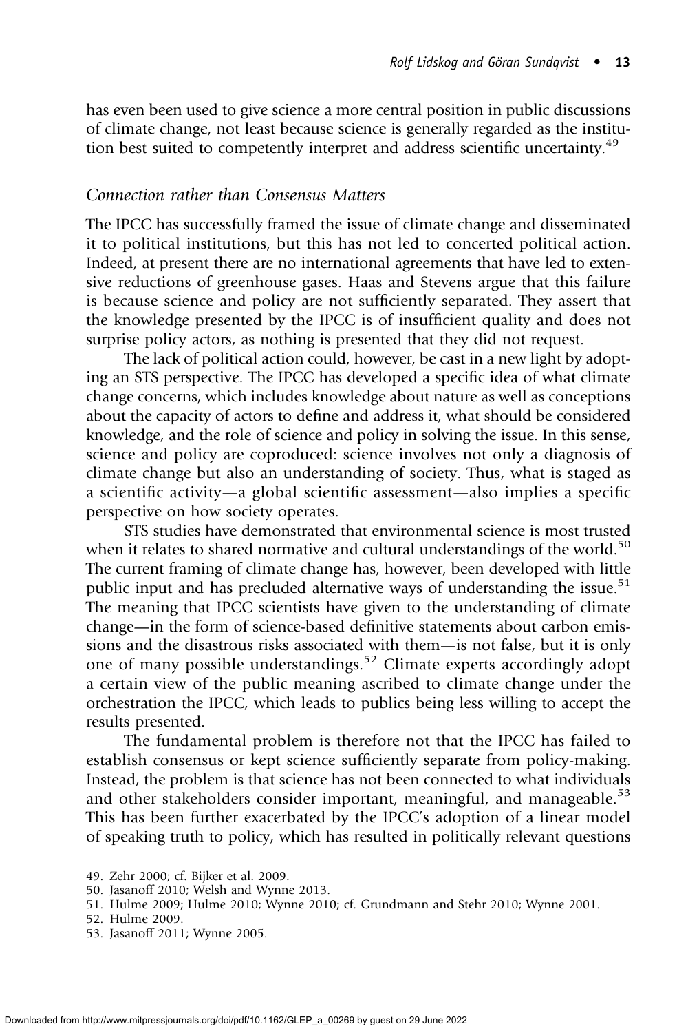has even been used to give science a more central position in public discussions of climate change, not least because science is generally regarded as the institution best suited to competently interpret and address scientific uncertainty.[49]

### *Connection rather than Consensus Matters*

The IPCC has successfully framed the issue of climate change and disseminated it to political institutions, but this has not led to concerted political action. Indeed, at present there are no international agreements that have led to extensive reductions of greenhouse gases. Haas and Stevens argue that this failure is because science and policy are not sufficiently separated. They assert that the knowledge presented by the IPCC is of insufficient quality and does not surprise policy actors, as nothing is presented that they did not request.

The lack of political action could, however, be cast in a new light by adopting an STS perspective. The IPCC has developed a specific idea of what climate change concerns, which includes knowledge about nature as well as conceptions about the capacity of actors to define and address it, what should be considered knowledge, and the role of science and policy in solving the issue. In this sense, science and policy are coproduced: science involves not only a diagnosis of climate change but also an understanding of society. Thus, what is staged as a scientific activity—a global scientific assessment—also implies a specific perspective on how society operates.

STS studies have demonstrated that environmental science is most trusted when it relates to shared normative and cultural understandings of the world.[50] The current framing of climate change has, however, been developed with little public input and has precluded alternative ways of understanding the issue.[51] The meaning that IPCC scientists have given to the understanding of climate change—in the form of science-based definitive statements about carbon emissions and the disastrous risks associated with them—is not false, but it is only one of many possible understandings.[52] Climate experts accordingly adopt a certain view of the public meaning ascribed to climate change under the orchestration the IPCC, which leads to publics being less willing to accept the results presented.

The fundamental problem is therefore not that the IPCC has failed to establish consensus or kept science sufficiently separate from policy-making. Instead, the problem is that science has not been connected to what individuals and other stakeholders consider important, meaningful, and manageable.[53] This has been further exacerbated by the IPCC's adoption of a linear model of speaking truth to policy, which has resulted in politically relevant questions

49. Zehr 2000; cf. Bijker et al. 2009.
50. Jasanoff 2010; Welsh and Wynne 2013.
51. Hulme 2009; Hulme 2010; Wynne 2010; cf. Grundmann and Stehr 2010; Wynne 2001.
52. Hulme 2009.
53. Jasanoff 2011; Wynne 2005.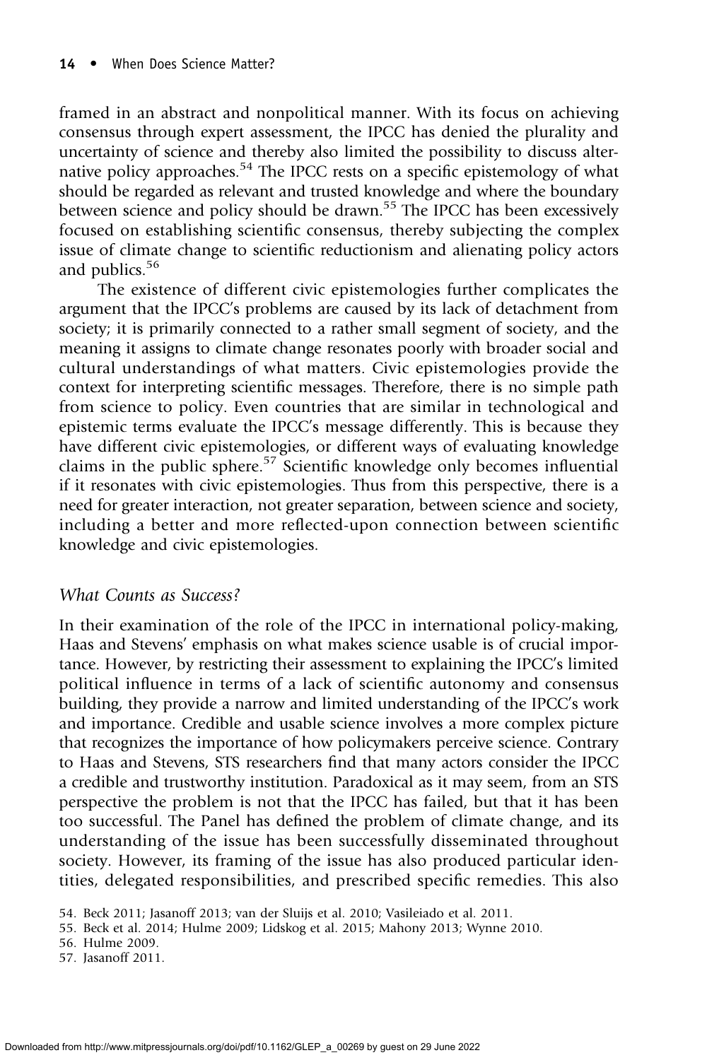framed in an abstract and nonpolitical manner. With its focus on achieving consensus through expert assessment, the IPCC has denied the plurality and uncertainty of science and thereby also limited the possibility to discuss alternative policy approaches.[54] The IPCC rests on a specific epistemology of what should be regarded as relevant and trusted knowledge and where the boundary between science and policy should be drawn.[55] The IPCC has been excessively focused on establishing scientific consensus, thereby subjecting the complex issue of climate change to scientific reductionism and alienating policy actors and publics.[56]

The existence of different civic epistemologies further complicates the argument that the IPCC's problems are caused by its lack of detachment from society; it is primarily connected to a rather small segment of society, and the meaning it assigns to climate change resonates poorly with broader social and cultural understandings of what matters. Civic epistemologies provide the context for interpreting scientific messages. Therefore, there is no simple path from science to policy. Even countries that are similar in technological and epistemic terms evaluate the IPCC's message differently. This is because they have different civic epistemologies, or different ways of evaluating knowledge claims in the public sphere.[57] Scientific knowledge only becomes influential if it resonates with civic epistemologies. Thus from this perspective, there is a need for greater interaction, not greater separation, between science and society, including a better and more reflected-upon connection between scientific knowledge and civic epistemologies.

### *What Counts as Success?*

In their examination of the role of the IPCC in international policy-making, Haas and Stevens' emphasis on what makes science usable is of crucial importance. However, by restricting their assessment to explaining the IPCC's limited political influence in terms of a lack of scientific autonomy and consensus building, they provide a narrow and limited understanding of the IPCC's work and importance. Credible and usable science involves a more complex picture that recognizes the importance of how policymakers perceive science. Contrary to Haas and Stevens, STS researchers find that many actors consider the IPCC a credible and trustworthy institution. Paradoxical as it may seem, from an STS perspective the problem is not that the IPCC has failed, but that it has been too successful. The Panel has defined the problem of climate change, and its understanding of the issue has been successfully disseminated throughout society. However, its framing of the issue has also produced particular identities, delegated responsibilities, and prescribed specific remedies. This also

54. Beck 2011; Jasanoff 2013; van der Sluijs et al. 2010; Vasileiado et al. 2011.
55. Beck et al. 2014; Hulme 2009; Lidskog et al. 2015; Mahony 2013; Wynne 2010.
56. Hulme 2009.
57. Jasanoff 2011.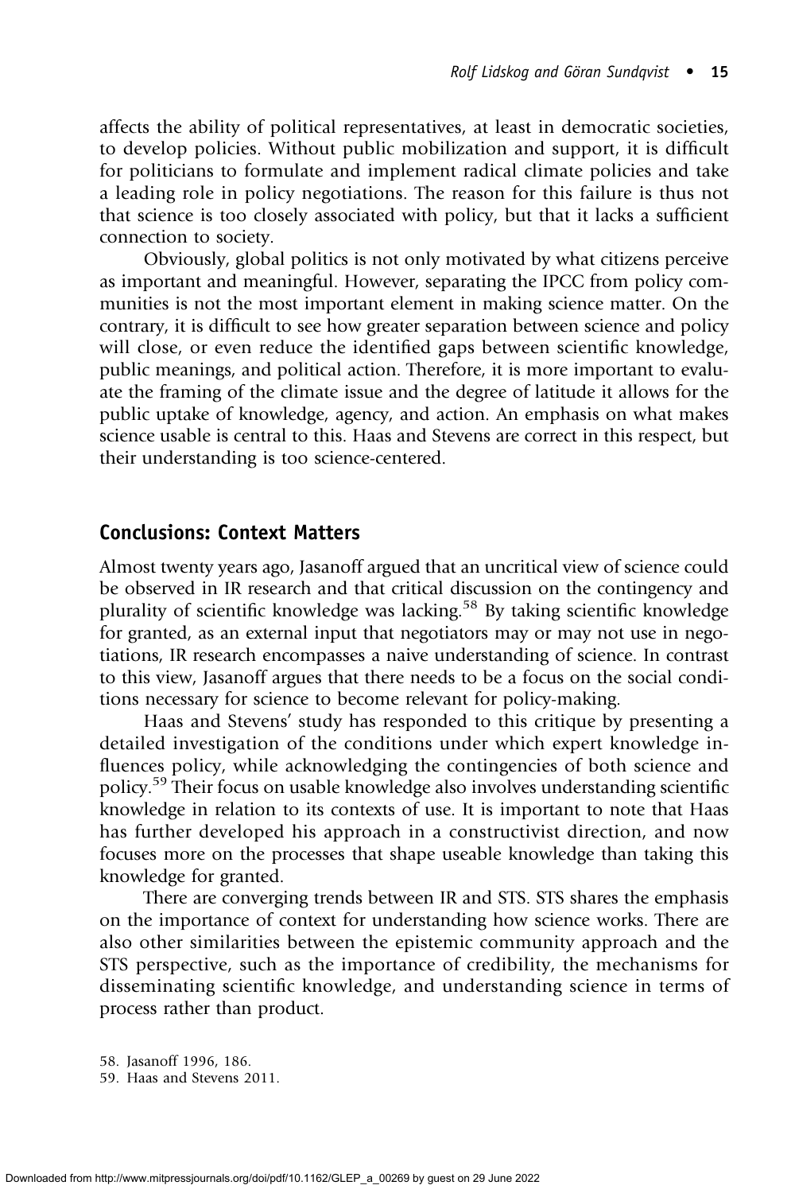affects the ability of political representatives, at least in democratic societies, to develop policies. Without public mobilization and support, it is difficult for politicians to formulate and implement radical climate policies and take a leading role in policy negotiations. The reason for this failure is thus not that science is too closely associated with policy, but that it lacks a sufficient connection to society.

Obviously, global politics is not only motivated by what citizens perceive as important and meaningful. However, separating the IPCC from policy communities is not the most important element in making science matter. On the contrary, it is difficult to see how greater separation between science and policy will close, or even reduce the identified gaps between scientific knowledge, public meanings, and political action. Therefore, it is more important to evaluate the framing of the climate issue and the degree of latitude it allows for the public uptake of knowledge, agency, and action. An emphasis on what makes science usable is central to this. Haas and Stevens are correct in this respect, but their understanding is too science-centered.

## Conclusions: Context Matters

Almost twenty years ago, Jasanoff argued that an uncritical view of science could be observed in IR research and that critical discussion on the contingency and plurality of scientific knowledge was lacking.[58] By taking scientific knowledge for granted, as an external input that negotiators may or may not use in negotiations, IR research encompasses a naive understanding of science. In contrast to this view, Jasanoff argues that there needs to be a focus on the social conditions necessary for science to become relevant for policy-making.

Haas and Stevens' study has responded to this critique by presenting a detailed investigation of the conditions under which expert knowledge influences policy, while acknowledging the contingencies of both science and policy.[59] Their focus on usable knowledge also involves understanding scientific knowledge in relation to its contexts of use. It is important to note that Haas has further developed his approach in a constructivist direction, and now focuses more on the processes that shape useable knowledge than taking this knowledge for granted.

There are converging trends between IR and STS. STS shares the emphasis on the importance of context for understanding how science works. There are also other similarities between the epistemic community approach and the STS perspective, such as the importance of credibility, the mechanisms for disseminating scientific knowledge, and understanding science in terms of process rather than product.

58. Jasanoff 1996, 186.
59. Haas and Stevens 2011.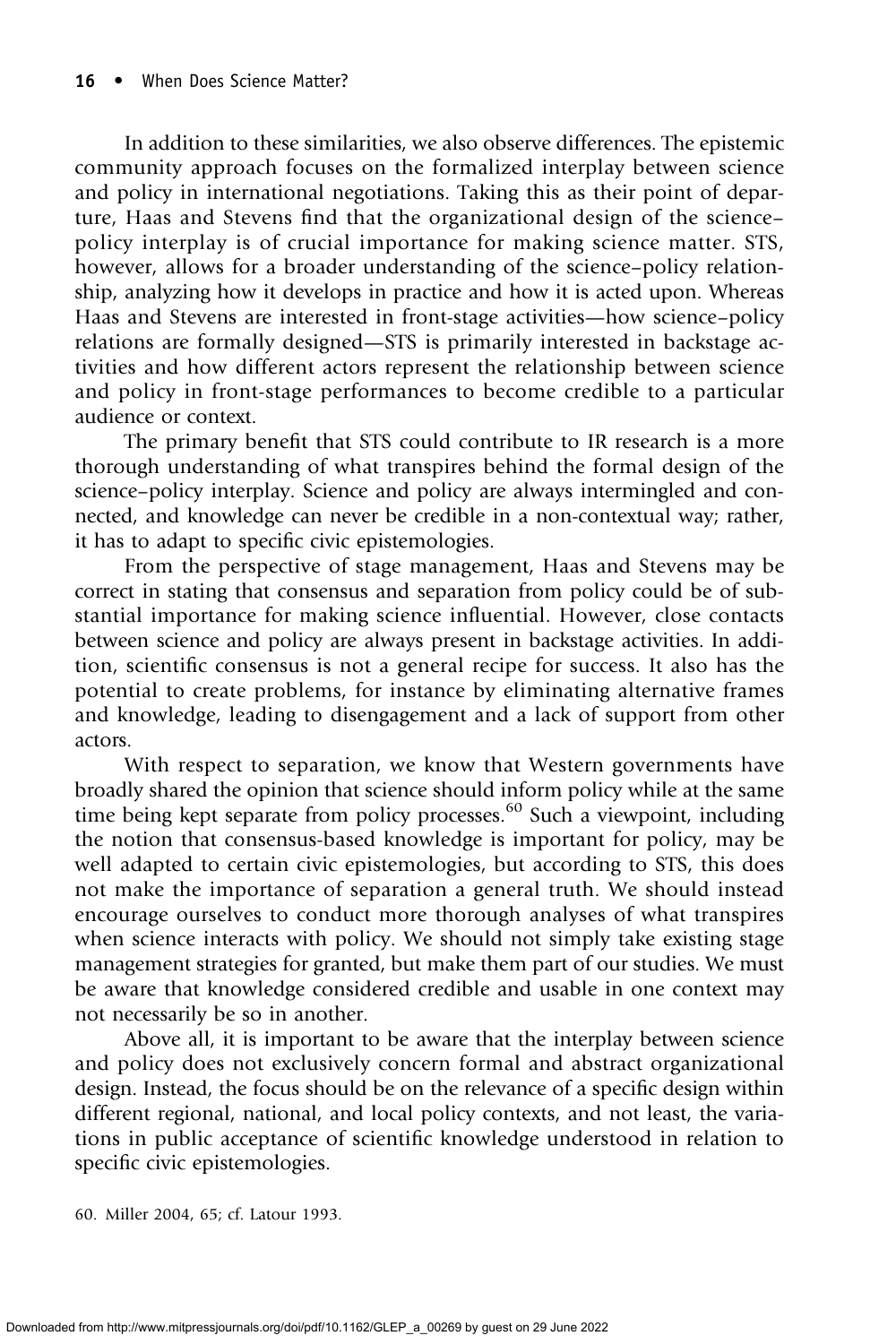In addition to these similarities, we also observe differences. The epistemic community approach focuses on the formalized interplay between science and policy in international negotiations. Taking this as their point of departure, Haas and Stevens find that the organizational design of the science–policy interplay is of crucial importance for making science matter. STS, however, allows for a broader understanding of the science–policy relationship, analyzing how it develops in practice and how it is acted upon. Whereas Haas and Stevens are interested in front-stage activities—how science–policy relations are formally designed—STS is primarily interested in backstage activities and how different actors represent the relationship between science and policy in front-stage performances to become credible to a particular audience or context.

The primary benefit that STS could contribute to IR research is a more thorough understanding of what transpires behind the formal design of the science–policy interplay. Science and policy are always intermingled and connected, and knowledge can never be credible in a non-contextual way; rather, it has to adapt to specific civic epistemologies.

From the perspective of stage management, Haas and Stevens may be correct in stating that consensus and separation from policy could be of substantial importance for making science influential. However, close contacts between science and policy are always present in backstage activities. In addition, scientific consensus is not a general recipe for success. It also has the potential to create problems, for instance by eliminating alternative frames and knowledge, leading to disengagement and a lack of support from other actors.

With respect to separation, we know that Western governments have broadly shared the opinion that science should inform policy while at the same time being kept separate from policy processes.[60] Such a viewpoint, including the notion that consensus-based knowledge is important for policy, may be well adapted to certain civic epistemologies, but according to STS, this does not make the importance of separation a general truth. We should instead encourage ourselves to conduct more thorough analyses of what transpires when science interacts with policy. We should not simply take existing stage management strategies for granted, but make them part of our studies. We must be aware that knowledge considered credible and usable in one context may not necessarily be so in another.

Above all, it is important to be aware that the interplay between science and policy does not exclusively concern formal and abstract organizational design. Instead, the focus should be on the relevance of a specific design within different regional, national, and local policy contexts, and not least, the variations in public acceptance of scientific knowledge understood in relation to specific civic epistemologies.

60. Miller 2004, 65; cf. Latour 1993.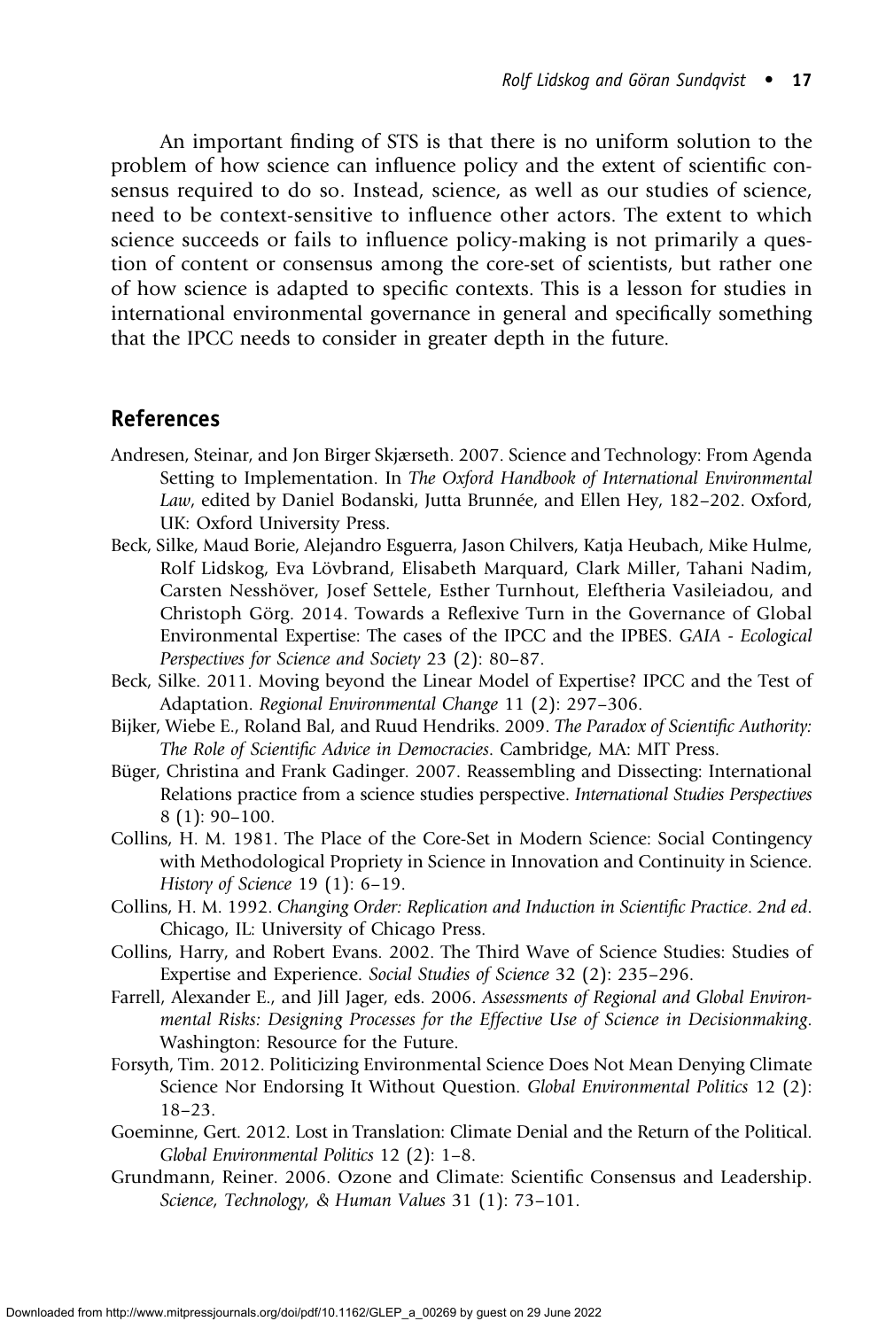An important finding of STS is that there is no uniform solution to the problem of how science can influence policy and the extent of scientific consensus required to do so. Instead, science, as well as our studies of science, need to be context-sensitive to influence other actors. The extent to which science succeeds or fails to influence policy-making is not primarily a question of content or consensus among the core-set of scientists, but rather one of how science is adapted to specific contexts. This is a lesson for studies in international environmental governance in general and specifically something that the IPCC needs to consider in greater depth in the future.

## References

Andresen, Steinar, and Jon Birger Skjærseth. 2007. Science and Technology: From Agenda Setting to Implementation. In *The Oxford Handbook of International Environmental Law*, edited by Daniel Bodanski, Jutta Brunnée, and Ellen Hey, 182–202. Oxford, UK: Oxford University Press.

Beck, Silke, Maud Borie, Alejandro Esguerra, Jason Chilvers, Katja Heubach, Mike Hulme, Rolf Lidskog, Eva Lövbrand, Elisabeth Marquard, Clark Miller, Tahani Nadim, Carsten Nesshöver, Josef Settele, Esther Turnhout, Eleftheria Vasileiadou, and Christoph Görg. 2014. Towards a Reflexive Turn in the Governance of Global Environmental Expertise: The cases of the IPCC and the IPBES. *GAIA - Ecological Perspectives for Science and Society* 23 (2): 80–87.

Beck, Silke. 2011. Moving beyond the Linear Model of Expertise? IPCC and the Test of Adaptation. *Regional Environmental Change* 11 (2): 297–306.

Bijker, Wiebe E., Roland Bal, and Ruud Hendriks. 2009. *The Paradox of Scientific Authority: The Role of Scientific Advice in Democracies*. Cambridge, MA: MIT Press.

Büger, Christina and Frank Gadinger. 2007. Reassembling and Dissecting: International Relations practice from a science studies perspective. *International Studies Perspectives* 8 (1): 90–100.

Collins, H. M. 1981. The Place of the Core-Set in Modern Science: Social Contingency with Methodological Propriety in Science in Innovation and Continuity in Science. *History of Science* 19 (1): 6–19.

Collins, H. M. 1992. *Changing Order: Replication and Induction in Scientific Practice*. *2nd ed*. Chicago, IL: University of Chicago Press.

Collins, Harry, and Robert Evans. 2002. The Third Wave of Science Studies: Studies of Expertise and Experience. *Social Studies of Science* 32 (2): 235–296.

Farrell, Alexander E., and Jill Jager, eds. 2006. *Assessments of Regional and Global Environmental Risks: Designing Processes for the Effective Use of Science in Decisionmaking*. Washington: Resource for the Future.

Forsyth, Tim. 2012. Politicizing Environmental Science Does Not Mean Denying Climate Science Nor Endorsing It Without Question. *Global Environmental Politics* 12 (2): 18–23.

Goeminne, Gert. 2012. Lost in Translation: Climate Denial and the Return of the Political. *Global Environmental Politics* 12 (2): 1–8.

Grundmann, Reiner. 2006. Ozone and Climate: Scientific Consensus and Leadership. *Science, Technology, & Human Values* 31 (1): 73–101.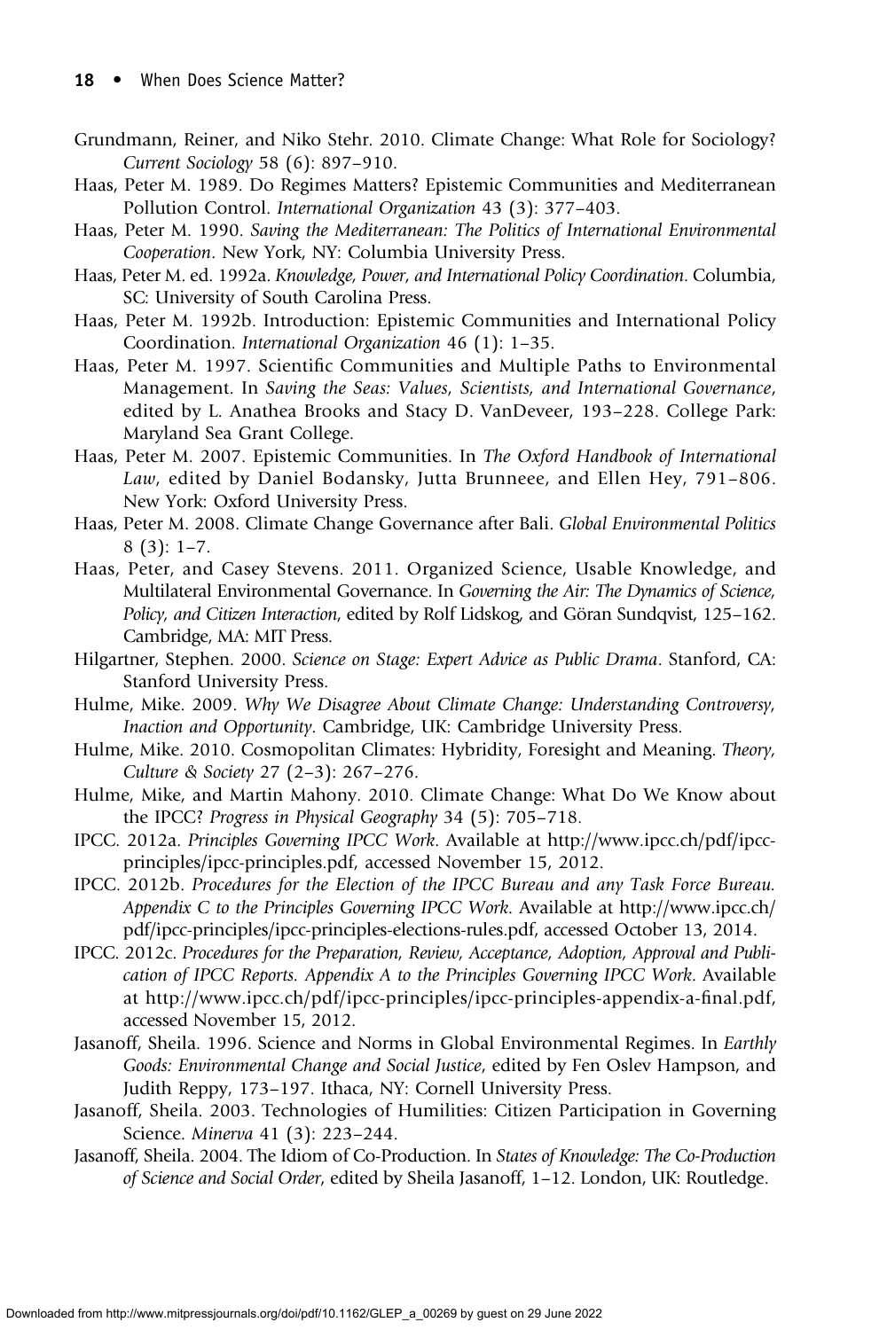Grundmann, Reiner, and Niko Stehr. 2010. Climate Change: What Role for Sociology? *Current Sociology* 58 (6): 897–910.

Haas, Peter M. 1989. Do Regimes Matters? Epistemic Communities and Mediterranean Pollution Control. *International Organization* 43 (3): 377–403.

Haas, Peter M. 1990. *Saving the Mediterranean: The Politics of International Environmental Cooperation*. New York, NY: Columbia University Press.

Haas, Peter M. ed. 1992a. *Knowledge, Power, and International Policy Coordination*. Columbia, SC: University of South Carolina Press.

Haas, Peter M. 1992b. Introduction: Epistemic Communities and International Policy Coordination. *International Organization* 46 (1): 1–35.

Haas, Peter M. 1997. Scientific Communities and Multiple Paths to Environmental Management. In *Saving the Seas: Values, Scientists, and International Governance*, edited by L. Anathea Brooks and Stacy D. VanDeveer, 193–228. College Park: Maryland Sea Grant College.

Haas, Peter M. 2007. Epistemic Communities. In *The Oxford Handbook of International Law*, edited by Daniel Bodansky, Jutta Brunneee, and Ellen Hey, 791–806. New York: Oxford University Press.

Haas, Peter M. 2008. Climate Change Governance after Bali. *Global Environmental Politics* 8 (3): 1–7.

Haas, Peter, and Casey Stevens. 2011. Organized Science, Usable Knowledge, and Multilateral Environmental Governance. In *Governing the Air: The Dynamics of Science, Policy, and Citizen Interaction*, edited by Rolf Lidskog, and Göran Sundqvist, 125–162. Cambridge, MA: MIT Press.

Hilgartner, Stephen. 2000. *Science on Stage: Expert Advice as Public Drama*. Stanford, CA: Stanford University Press.

Hulme, Mike. 2009. *Why We Disagree About Climate Change: Understanding Controversy, Inaction and Opportunity*. Cambridge, UK: Cambridge University Press.

Hulme, Mike. 2010. Cosmopolitan Climates: Hybridity, Foresight and Meaning. *Theory, Culture & Society* 27 (2–3): 267–276.

Hulme, Mike, and Martin Mahony. 2010. Climate Change: What Do We Know about the IPCC? *Progress in Physical Geography* 34 (5): 705–718.

IPCC. 2012a. *Principles Governing IPCC Work*. Available at http://www.ipcc.ch/pdf/ipcc-principles/ipcc-principles.pdf, accessed November 15, 2012.

IPCC. 2012b. *Procedures for the Election of the IPCC Bureau and any Task Force Bureau. Appendix C to the Principles Governing IPCC Work*. Available at http://www.ipcc.ch/pdf/ipcc-principles/ipcc-principles-elections-rules.pdf, accessed October 13, 2014.

IPCC. 2012c. *Procedures for the Preparation, Review, Acceptance, Adoption, Approval and Publication of IPCC Reports. Appendix A to the Principles Governing IPCC Work*. Available at http://www.ipcc.ch/pdf/ipcc-principles/ipcc-principles-appendix-a-final.pdf, accessed November 15, 2012.

Jasanoff, Sheila. 1996. Science and Norms in Global Environmental Regimes. In *Earthly Goods: Environmental Change and Social Justice*, edited by Fen Oslev Hampson, and Judith Reppy, 173–197. Ithaca, NY: Cornell University Press.

Jasanoff, Sheila. 2003. Technologies of Humilities: Citizen Participation in Governing Science. *Minerva* 41 (3): 223–244.

Jasanoff, Sheila. 2004. The Idiom of Co-Production. In *States of Knowledge: The Co-Production of Science and Social Order*, edited by Sheila Jasanoff, 1–12. London, UK: Routledge.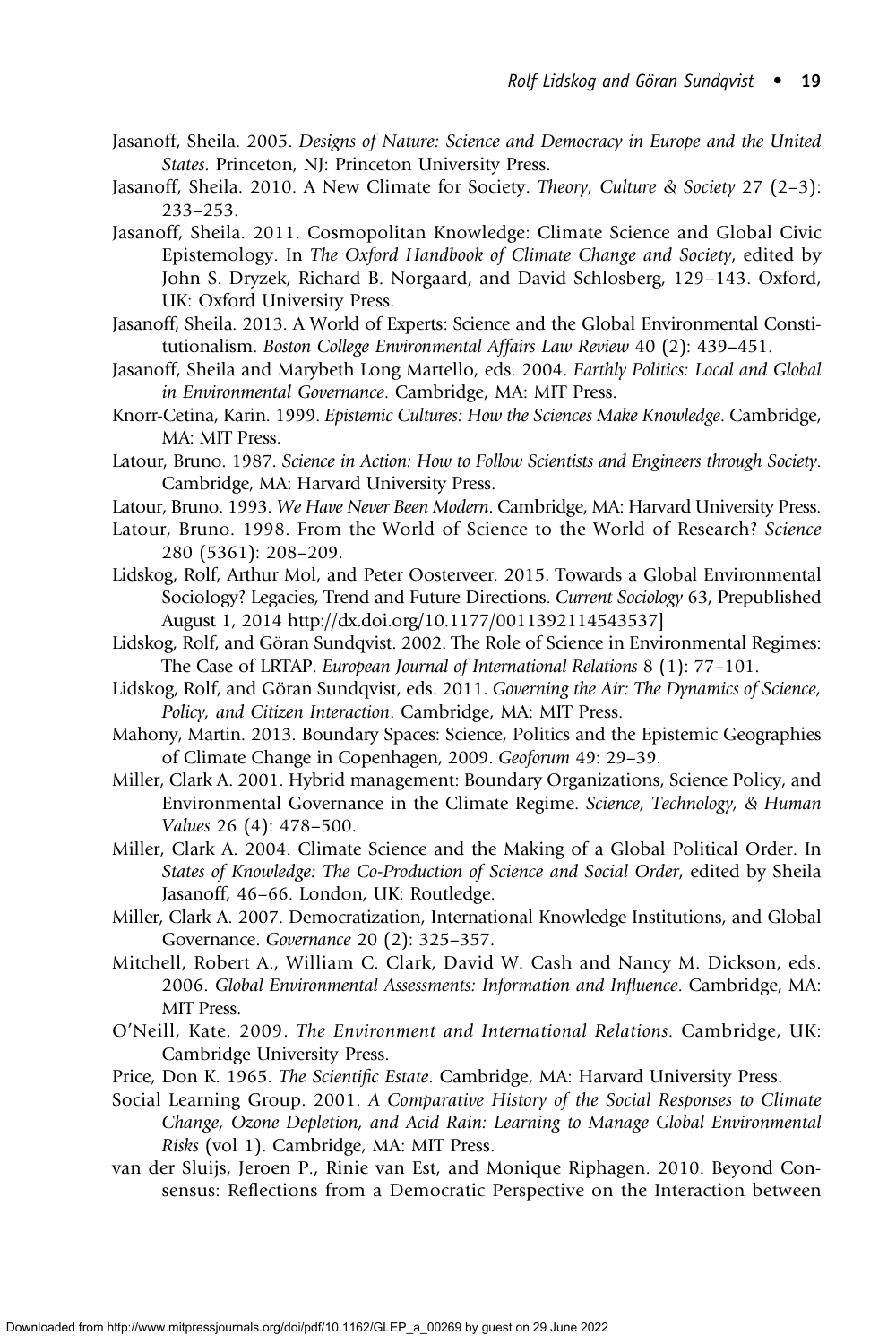Jasanoff, Sheila. 2005. *Designs of Nature: Science and Democracy in Europe and the United States*. Princeton, NJ: Princeton University Press.

Jasanoff, Sheila. 2010. A New Climate for Society. *Theory, Culture & Society* 27 (2–3): 233–253.

Jasanoff, Sheila. 2011. Cosmopolitan Knowledge: Climate Science and Global Civic Epistemology. In *The Oxford Handbook of Climate Change and Society*, edited by John S. Dryzek, Richard B. Norgaard, and David Schlosberg, 129–143. Oxford, UK: Oxford University Press.

Jasanoff, Sheila. 2013. A World of Experts: Science and the Global Environmental Constitutionalism. *Boston College Environmental Affairs Law Review* 40 (2): 439–451.

Jasanoff, Sheila and Marybeth Long Martello, eds. 2004. *Earthly Politics: Local and Global in Environmental Governance*. Cambridge, MA: MIT Press.

Knorr-Cetina, Karin. 1999. *Epistemic Cultures: How the Sciences Make Knowledge*. Cambridge, MA: MIT Press.

Latour, Bruno. 1987. *Science in Action: How to Follow Scientists and Engineers through Society*. Cambridge, MA: Harvard University Press.

Latour, Bruno. 1993. *We Have Never Been Modern*. Cambridge, MA: Harvard University Press.

Latour, Bruno. 1998. From the World of Science to the World of Research? *Science* 280 (5361): 208–209.

Lidskog, Rolf, Arthur Mol, and Peter Oosterveer. 2015. Towards a Global Environmental Sociology? Legacies, Trend and Future Directions. *Current Sociology* 63, Prepublished August 1, 2014 http://dx.doi.org/10.1177/0011392114543537]

Lidskog, Rolf, and Göran Sundqvist. 2002. The Role of Science in Environmental Regimes: The Case of LRTAP. *European Journal of International Relations* 8 (1): 77–101.

Lidskog, Rolf, and Göran Sundqvist, eds. 2011. *Governing the Air: The Dynamics of Science, Policy, and Citizen Interaction*. Cambridge, MA: MIT Press.

Mahony, Martin. 2013. Boundary Spaces: Science, Politics and the Epistemic Geographies of Climate Change in Copenhagen, 2009. *Geoforum* 49: 29–39.

Miller, Clark A. 2001. Hybrid management: Boundary Organizations, Science Policy, and Environmental Governance in the Climate Regime. *Science, Technology, & Human Values* 26 (4): 478–500.

Miller, Clark A. 2004. Climate Science and the Making of a Global Political Order. In *States of Knowledge: The Co-Production of Science and Social Order*, edited by Sheila Jasanoff, 46–66. London, UK: Routledge.

Miller, Clark A. 2007. Democratization, International Knowledge Institutions, and Global Governance. *Governance* 20 (2): 325–357.

Mitchell, Robert A., William C. Clark, David W. Cash and Nancy M. Dickson, eds. 2006. *Global Environmental Assessments: Information and Influence*. Cambridge, MA: MIT Press.

O'Neill, Kate. 2009. *The Environment and International Relations*. Cambridge, UK: Cambridge University Press.

Price, Don K. 1965. *The Scientific Estate*. Cambridge, MA: Harvard University Press.

Social Learning Group. 2001. *A Comparative History of the Social Responses to Climate Change, Ozone Depletion, and Acid Rain: Learning to Manage Global Environmental Risks* (vol 1). Cambridge, MA: MIT Press.

van der Sluijs, Jeroen P., Rinie van Est, and Monique Riphagen. 2010. Beyond Consensus: Reflections from a Democratic Perspective on the Interaction between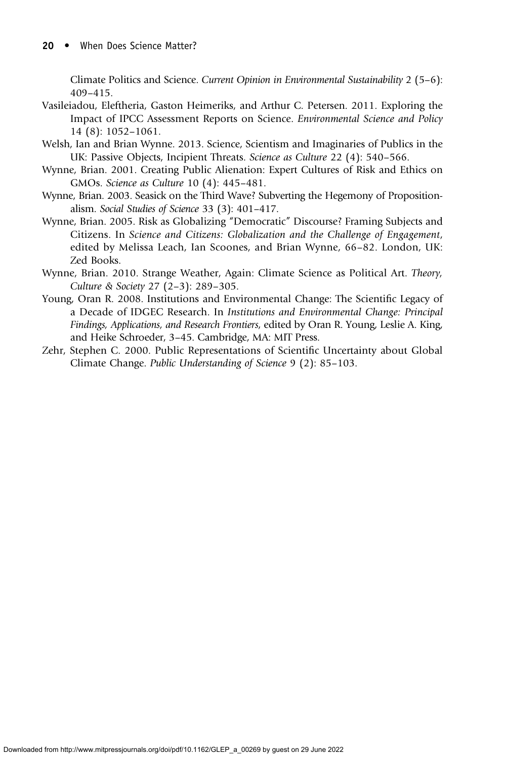Climate Politics and Science. *Current Opinion in Environmental Sustainability* 2 (5–6): 409–415.

Vasileiadou, Eleftheria, Gaston Heimeriks, and Arthur C. Petersen. 2011. Exploring the Impact of IPCC Assessment Reports on Science. *Environmental Science and Policy* 14 (8): 1052–1061.

Welsh, Ian and Brian Wynne. 2013. Science, Scientism and Imaginaries of Publics in the UK: Passive Objects, Incipient Threats. *Science as Culture* 22 (4): 540–566.

Wynne, Brian. 2001. Creating Public Alienation: Expert Cultures of Risk and Ethics on GMOs. *Science as Culture* 10 (4): 445–481.

Wynne, Brian. 2003. Seasick on the Third Wave? Subverting the Hegemony of Propositionalism. *Social Studies of Science* 33 (3): 401–417.

Wynne, Brian. 2005. Risk as Globalizing "Democratic" Discourse? Framing Subjects and Citizens. In *Science and Citizens: Globalization and the Challenge of Engagement*, edited by Melissa Leach, Ian Scoones, and Brian Wynne, 66–82. London, UK: Zed Books.

Wynne, Brian. 2010. Strange Weather, Again: Climate Science as Political Art. *Theory, Culture & Society* 27 (2–3): 289–305.

Young, Oran R. 2008. Institutions and Environmental Change: The Scientific Legacy of a Decade of IDGEC Research. In *Institutions and Environmental Change: Principal Findings, Applications, and Research Frontiers*, edited by Oran R. Young, Leslie A. King, and Heike Schroeder, 3–45. Cambridge, MA: MIT Press.

Zehr, Stephen C. 2000. Public Representations of Scientific Uncertainty about Global Climate Change. *Public Understanding of Science* 9 (2): 85–103.